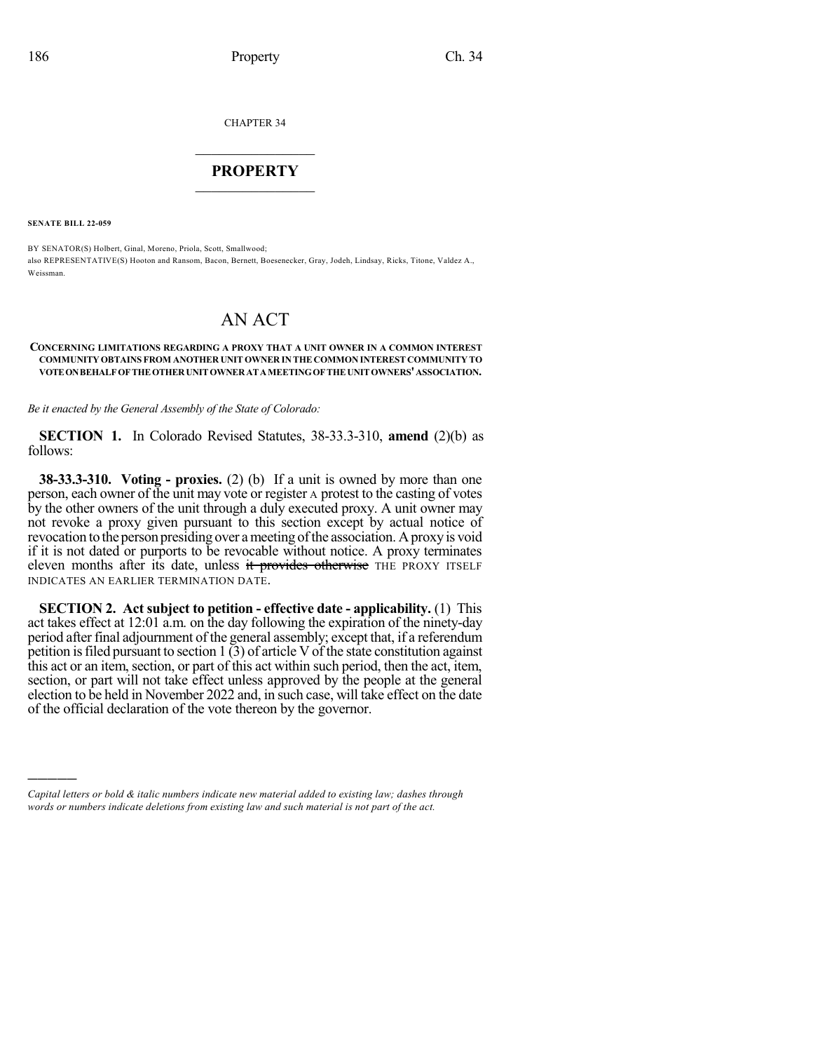CHAPTER 34

## PROPERTY

**SENATE BILL 22-059**

BY SENATOR(S) Holbert, Ginal, Moreno, Priola, Scott, Smallwood;
also REPRESENTATIVE(S) Hooton and Ransom, Bacon, Bernett, Boesenecker, Gray, Jodeh, Lindsay, Ricks, Titone, Valdez A., Weissman.

# AN ACT

**CONCERNING LIMITATIONS REGARDING A PROXY THAT A UNIT OWNER IN A COMMON INTEREST COMMUNITY OBTAINS FROM ANOTHER UNIT OWNER IN THE COMMON INTEREST COMMUNITY TO VOTE ON BEHALF OF THE OTHER UNIT OWNER AT A MEETING OF THE UNIT OWNERS' ASSOCIATION.**

*Be it enacted by the General Assembly of the State of Colorado:*

**SECTION 1.** In Colorado Revised Statutes, 38-33.3-310, **amend** (2)(b) as follows:

**38-33.3-310. Voting - proxies.** (2) (b) If a unit is owned by more than one person, each owner of the unit may vote or register A protest to the casting of votes by the other owners of the unit through a duly executed proxy. A unit owner may not revoke a proxy given pursuant to this section except by actual notice of revocation to the person presiding over a meeting of the association. A proxy is void if it is not dated or purports to be revocable without notice. A proxy terminates eleven months after its date, unless ~~it provides otherwise~~ THE PROXY ITSELF INDICATES AN EARLIER TERMINATION DATE.

**SECTION 2. Act subject to petition - effective date - applicability.** (1) This act takes effect at 12:01 a.m. on the day following the expiration of the ninety-day period after final adjournment of the general assembly; except that, if a referendum petition is filed pursuant to section 1 (3) of article V of the state constitution against this act or an item, section, or part of this act within such period, then the act, item, section, or part will not take effect unless approved by the people at the general election to be held in November 2022 and, in such case, will take effect on the date of the official declaration of the vote thereon by the governor.

---

*Capital letters or bold & italic numbers indicate new material added to existing law; dashes through words or numbers indicate deletions from existing law and such material is not part of the act.*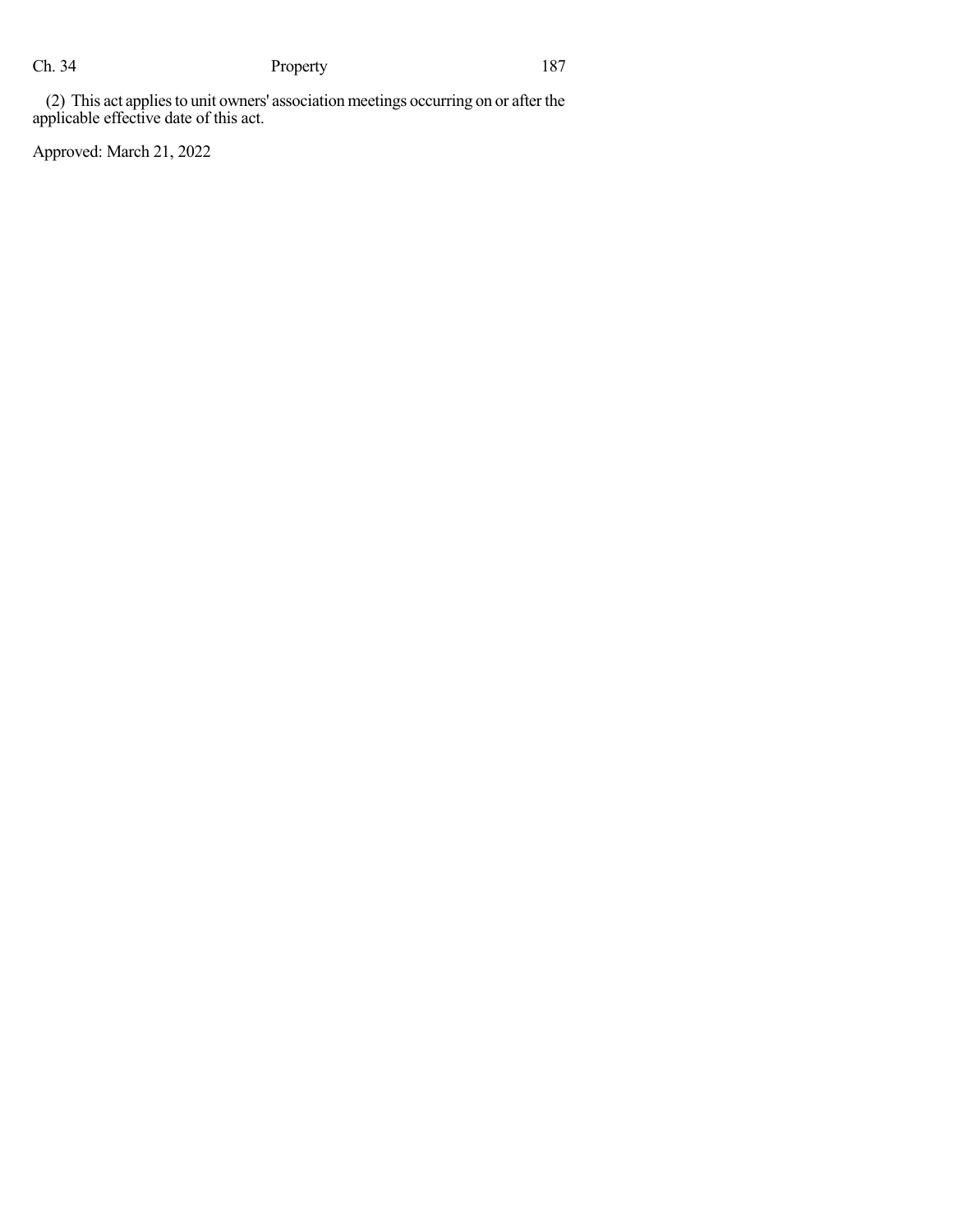(2) This act applies to unit owners' association meetings occurring on or after the applicable effective date of this act.

Approved: March 21, 2022